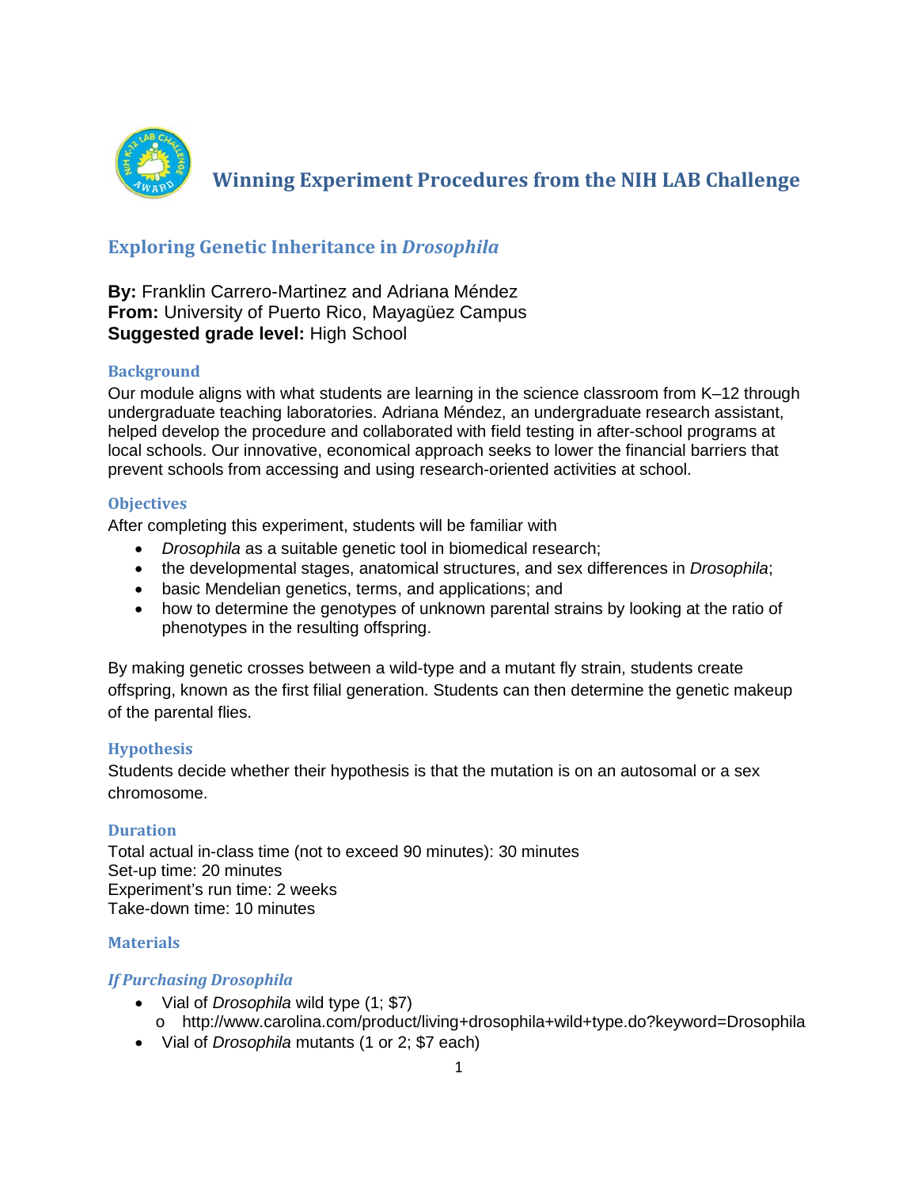# Winning Experiment Procedures from the NIH LAB Challenge

## Exploring Genetic Inheritance in *Drosophila*

**By:** Franklin Carrero-Martinez and Adriana Méndez
**From:** University of Puerto Rico, Mayagüez Campus
**Suggested grade level:** High School

### Background

Our module aligns with what students are learning in the science classroom from K–12 through undergraduate teaching laboratories. Adriana Méndez, an undergraduate research assistant, helped develop the procedure and collaborated with field testing in after-school programs at local schools. Our innovative, economical approach seeks to lower the financial barriers that prevent schools from accessing and using research-oriented activities at school.

### Objectives

After completing this experiment, students will be familiar with

- *Drosophila* as a suitable genetic tool in biomedical research;
- the developmental stages, anatomical structures, and sex differences in *Drosophila*;
- basic Mendelian genetics, terms, and applications; and
- how to determine the genotypes of unknown parental strains by looking at the ratio of phenotypes in the resulting offspring.

By making genetic crosses between a wild-type and a mutant fly strain, students create offspring, known as the first filial generation. Students can then determine the genetic makeup of the parental flies.

### Hypothesis

Students decide whether their hypothesis is that the mutation is on an autosomal or a sex chromosome.

### Duration

Total actual in-class time (not to exceed 90 minutes): 30 minutes
Set-up time: 20 minutes
Experiment's run time: 2 weeks
Take-down time: 10 minutes

### Materials

#### *If Purchasing Drosophila*

- Vial of *Drosophila* wild type (1; $7)
  - http://www.carolina.com/product/living+drosophila+wild+type.do?keyword=Drosophila
- Vial of *Drosophila* mutants (1 or 2; $7 each)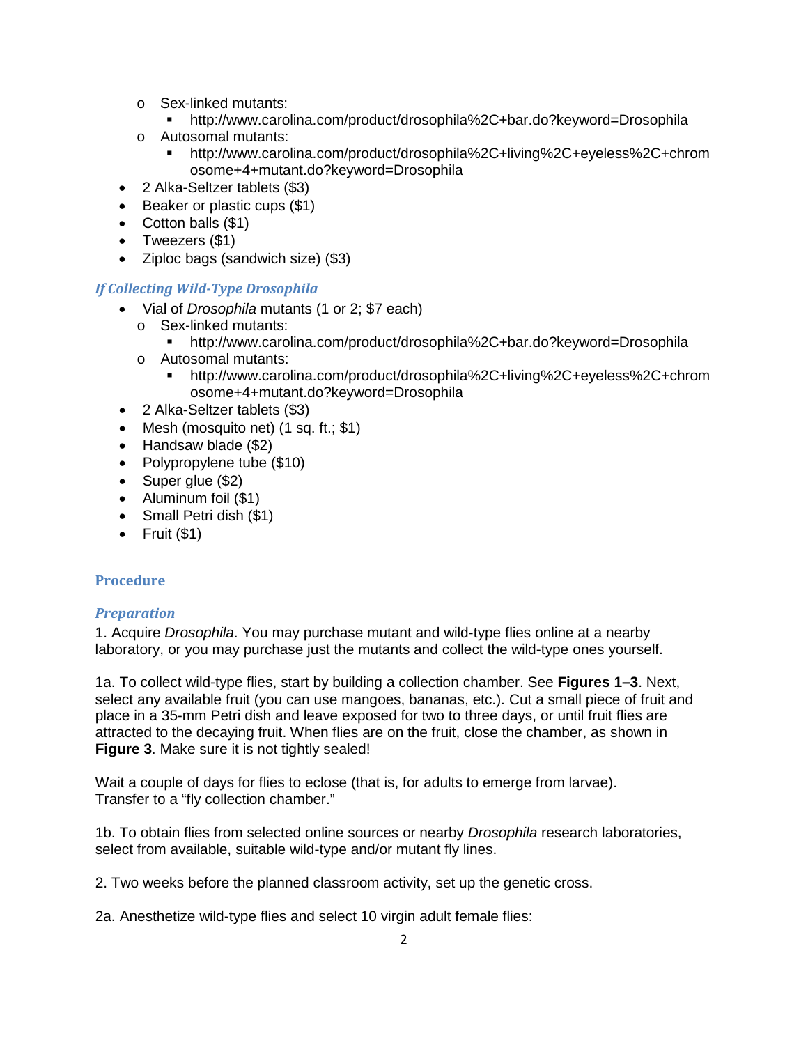- Sex-linked mutants:
  - http://www.carolina.com/product/drosophila%2C+bar.do?keyword=Drosophila
- Autosomal mutants:
  - http://www.carolina.com/product/drosophila%2C+living%2C+eyeless%2C+chromosome+4+mutant.do?keyword=Drosophila

- 2 Alka-Seltzer tablets ($3)
- Beaker or plastic cups ($1)
- Cotton balls ($1)
- Tweezers ($1)
- Ziploc bags (sandwich size) ($3)

### *If Collecting Wild-Type Drosophila*

- Vial of *Drosophila* mutants (1 or 2; $7 each)
  - Sex-linked mutants:
    - http://www.carolina.com/product/drosophila%2C+bar.do?keyword=Drosophila
  - Autosomal mutants:
    - http://www.carolina.com/product/drosophila%2C+living%2C+eyeless%2C+chromosome+4+mutant.do?keyword=Drosophila
- 2 Alka-Seltzer tablets ($3)
- Mesh (mosquito net) (1 sq. ft.; $1)
- Handsaw blade ($2)
- Polypropylene tube ($10)
- Super glue ($2)
- Aluminum foil ($1)
- Small Petri dish ($1)
- Fruit ($1)

## Procedure

### *Preparation*

1. Acquire *Drosophila*. You may purchase mutant and wild-type flies online at a nearby laboratory, or you may purchase just the mutants and collect the wild-type ones yourself.

1a. To collect wild-type flies, start by building a collection chamber. See **Figures 1–3**. Next, select any available fruit (you can use mangoes, bananas, etc.). Cut a small piece of fruit and place in a 35-mm Petri dish and leave exposed for two to three days, or until fruit flies are attracted to the decaying fruit. When flies are on the fruit, close the chamber, as shown in **Figure 3**. Make sure it is not tightly sealed!

Wait a couple of days for flies to eclose (that is, for adults to emerge from larvae). Transfer to a "fly collection chamber."

1b. To obtain flies from selected online sources or nearby *Drosophila* research laboratories, select from available, suitable wild-type and/or mutant fly lines.

2. Two weeks before the planned classroom activity, set up the genetic cross.

2a. Anesthetize wild-type flies and select 10 virgin adult female flies: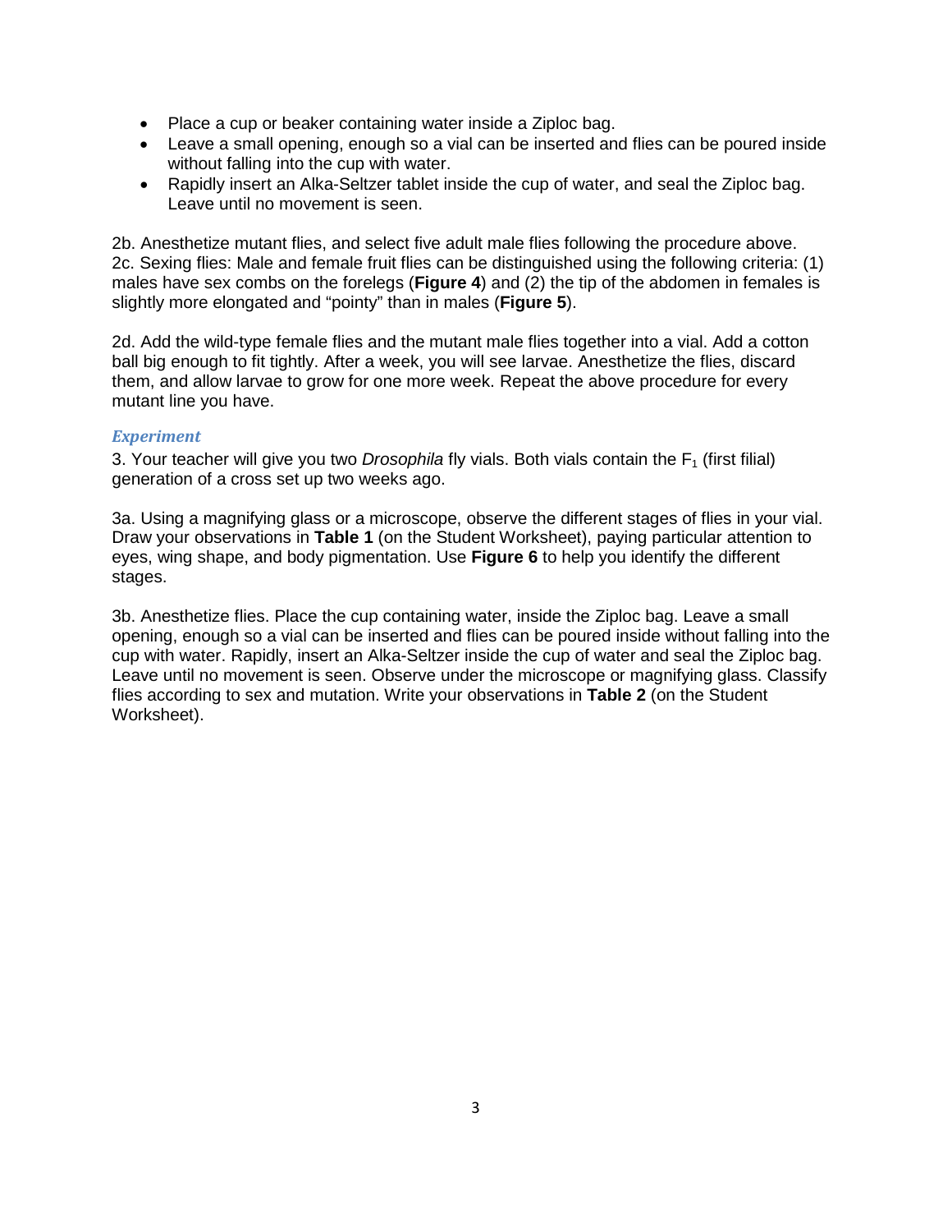- Place a cup or beaker containing water inside a Ziploc bag.
- Leave a small opening, enough so a vial can be inserted and flies can be poured inside without falling into the cup with water.
- Rapidly insert an Alka-Seltzer tablet inside the cup of water, and seal the Ziploc bag. Leave until no movement is seen.

2b. Anesthetize mutant flies, and select five adult male flies following the procedure above.
2c. Sexing flies: Male and female fruit flies can be distinguished using the following criteria: (1) males have sex combs on the forelegs (**Figure 4**) and (2) the tip of the abdomen in females is slightly more elongated and "pointy" than in males (**Figure 5**).

2d. Add the wild-type female flies and the mutant male flies together into a vial. Add a cotton ball big enough to fit tightly. After a week, you will see larvae. Anesthetize the flies, discard them, and allow larvae to grow for one more week. Repeat the above procedure for every mutant line you have.

### *Experiment*

3. Your teacher will give you two *Drosophila* fly vials. Both vials contain the $F_1$ (first filial) generation of a cross set up two weeks ago.

3a. Using a magnifying glass or a microscope, observe the different stages of flies in your vial. Draw your observations in **Table 1** (on the Student Worksheet), paying particular attention to eyes, wing shape, and body pigmentation. Use **Figure 6** to help you identify the different stages.

3b. Anesthetize flies. Place the cup containing water, inside the Ziploc bag. Leave a small opening, enough so a vial can be inserted and flies can be poured inside without falling into the cup with water. Rapidly, insert an Alka-Seltzer inside the cup of water and seal the Ziploc bag. Leave until no movement is seen. Observe under the microscope or magnifying glass. Classify flies according to sex and mutation. Write your observations in **Table 2** (on the Student Worksheet).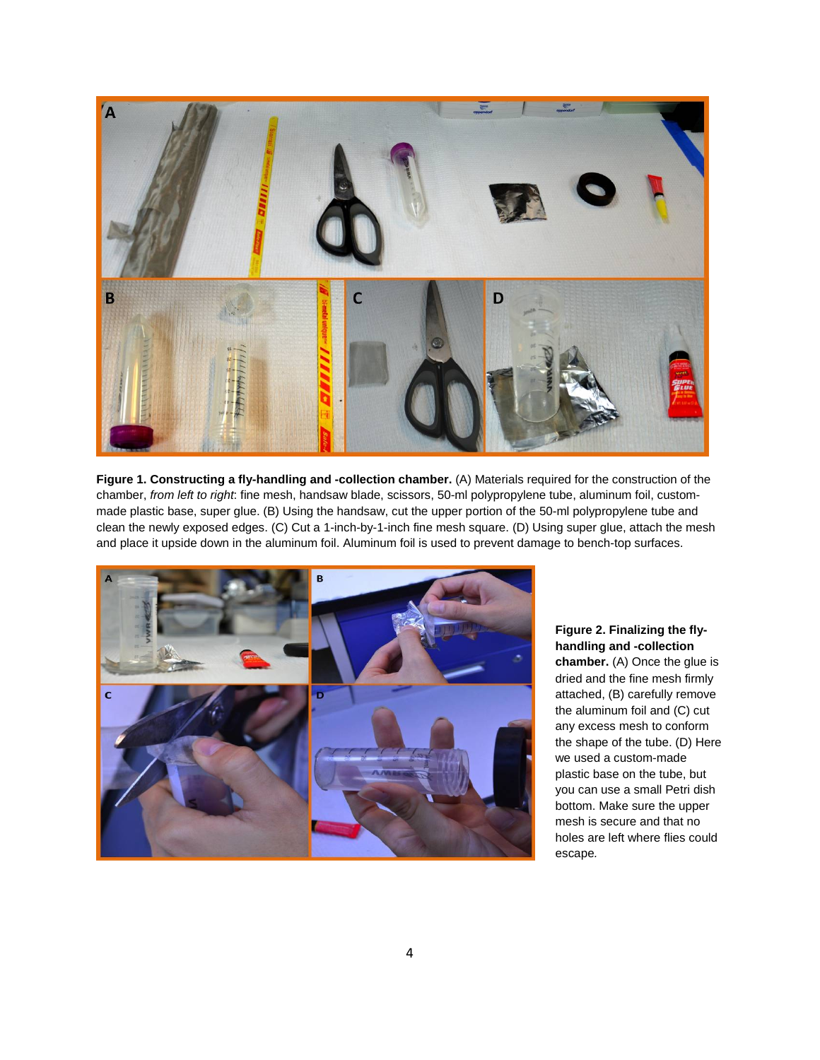**Figure 1. Constructing a fly-handling and -collection chamber.** (A) Materials required for the construction of the chamber, *from left to right*: fine mesh, handsaw blade, scissors, 50-ml polypropylene tube, aluminum foil, custom-made plastic base, super glue. (B) Using the handsaw, cut the upper portion of the 50-ml polypropylene tube and clean the newly exposed edges. (C) Cut a 1-inch-by-1-inch fine mesh square. (D) Using super glue, attach the mesh and place it upside down in the aluminum foil. Aluminum foil is used to prevent damage to bench-top surfaces.

**Figure 2. Finalizing the fly-handling and -collection chamber.** (A) Once the glue is dried and the fine mesh firmly attached, (B) carefully remove the aluminum foil and (C) cut any excess mesh to conform the shape of the tube. (D) Here we used a custom-made plastic base on the tube, but you can use a small Petri dish bottom. Make sure the upper mesh is secure and that no holes are left where flies could escape.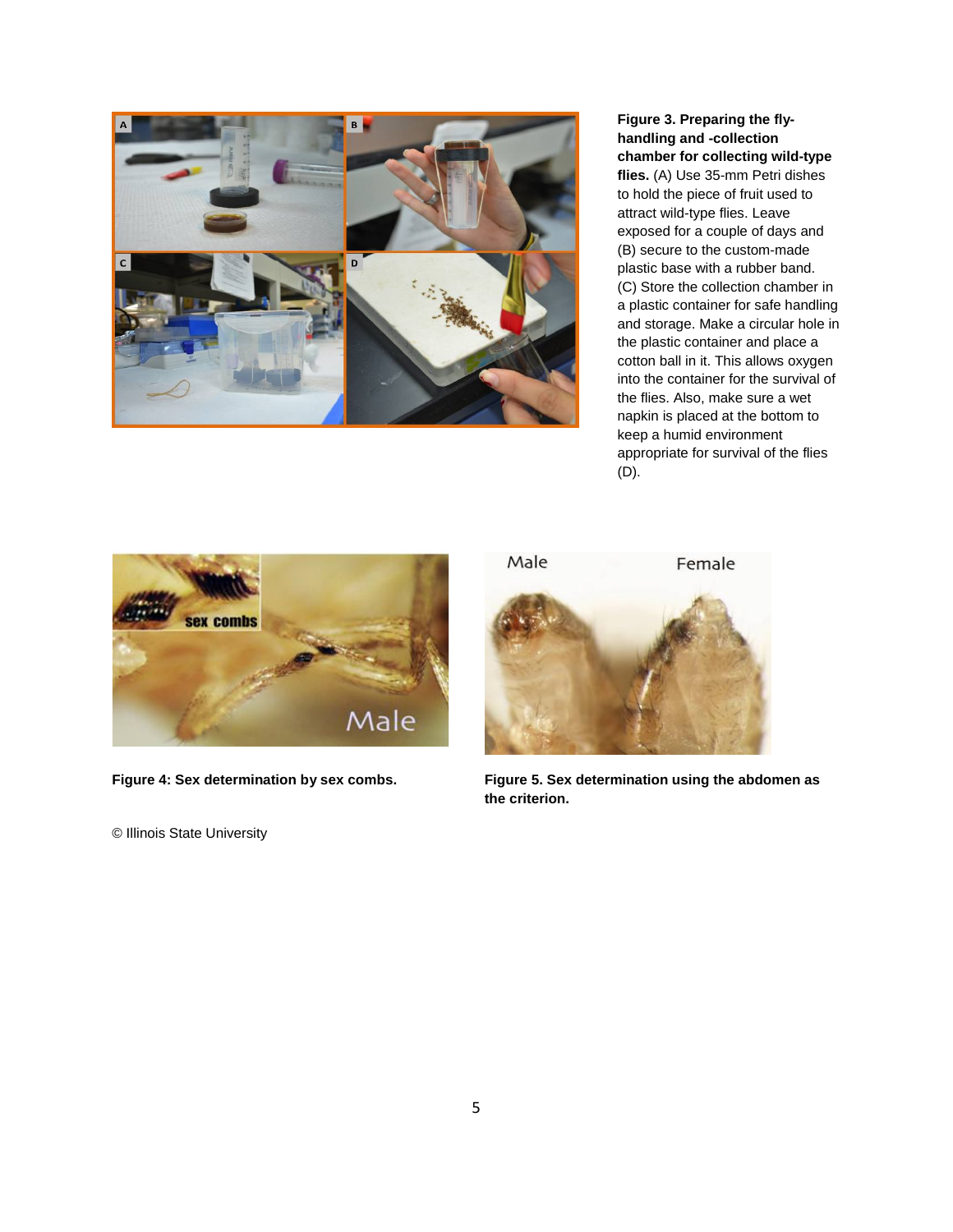**Figure 3. Preparing the fly-handling and -collection chamber for collecting wild-type flies.** (A) Use 35-mm Petri dishes to hold the piece of fruit used to attract wild-type flies. Leave exposed for a couple of days and (B) secure to the custom-made plastic base with a rubber band. (C) Store the collection chamber in a plastic container for safe handling and storage. Make a circular hole in the plastic container and place a cotton ball in it. This allows oxygen into the container for the survival of the flies. Also, make sure a wet napkin is placed at the bottom to keep a humid environment appropriate for survival of the flies (D).

**Figure 4: Sex determination by sex combs.**

**Figure 5. Sex determination using the abdomen as the criterion.**

© Illinois State University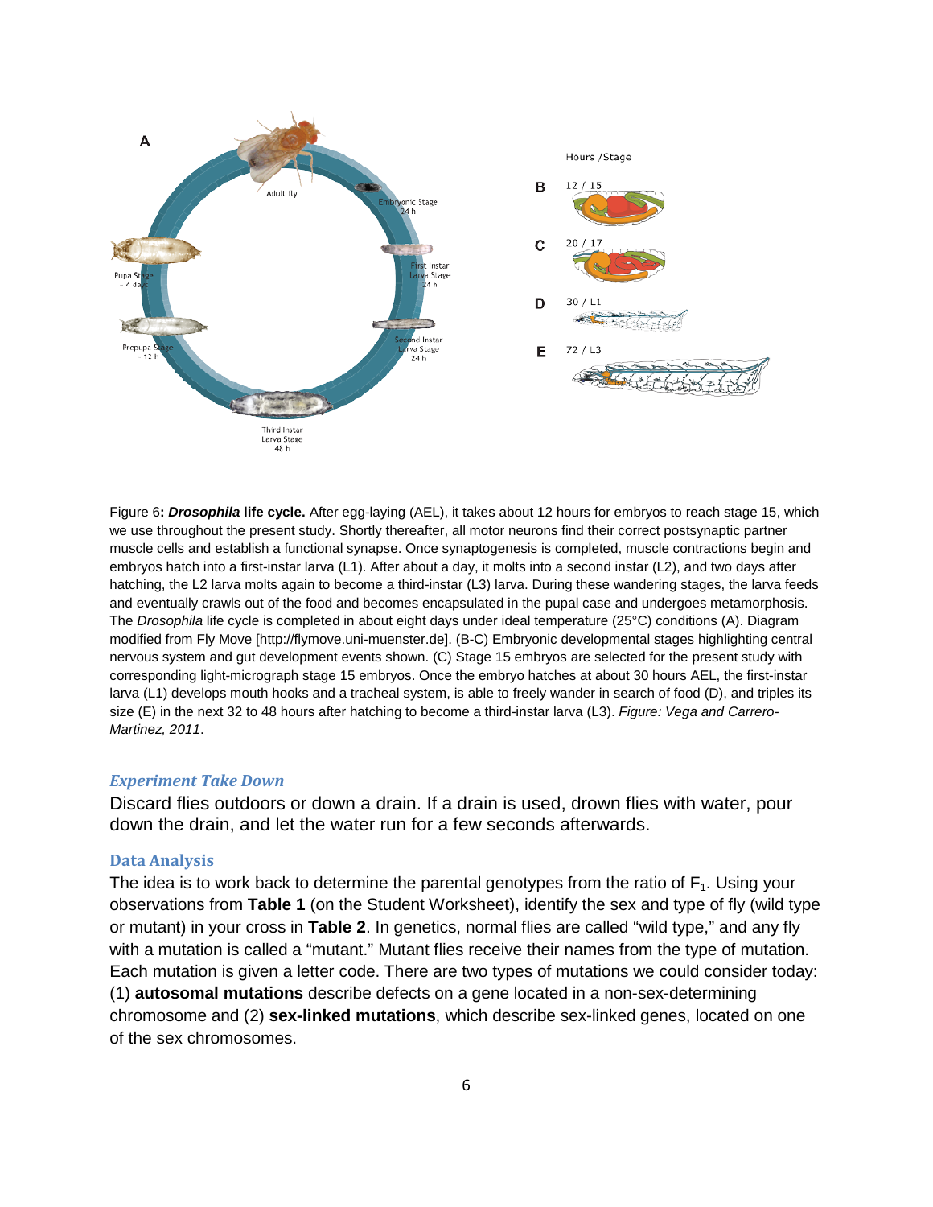Figure 6**: *Drosophila* life cycle.** After egg-laying (AEL), it takes about 12 hours for embryos to reach stage 15, which we use throughout the present study. Shortly thereafter, all motor neurons find their correct postsynaptic partner muscle cells and establish a functional synapse. Once synaptogenesis is completed, muscle contractions begin and embryos hatch into a first-instar larva (L1). After about a day, it molts into a second instar (L2), and two days after hatching, the L2 larva molts again to become a third-instar (L3) larva. During these wandering stages, the larva feeds and eventually crawls out of the food and becomes encapsulated in the pupal case and undergoes metamorphosis. The *Drosophila* life cycle is completed in about eight days under ideal temperature (25°C) conditions (A). Diagram modified from Fly Move [http://flymove.uni-muenster.de]. (B-C) Embryonic developmental stages highlighting central nervous system and gut development events shown. (C) Stage 15 embryos are selected for the present study with corresponding light-micrograph stage 15 embryos. Once the embryo hatches at about 30 hours AEL, the first-instar larva (L1) develops mouth hooks and a tracheal system, is able to freely wander in search of food (D), and triples its size (E) in the next 32 to 48 hours after hatching to become a third-instar larva (L3). *Figure: Vega and Carrero-Martinez, 2011*.

### *Experiment Take Down*

Discard flies outdoors or down a drain. If a drain is used, drown flies with water, pour down the drain, and let the water run for a few seconds afterwards.

### Data Analysis

The idea is to work back to determine the parental genotypes from the ratio of $F_1$. Using your observations from **Table 1** (on the Student Worksheet), identify the sex and type of fly (wild type or mutant) in your cross in **Table 2**. In genetics, normal flies are called "wild type," and any fly with a mutation is called a "mutant." Mutant flies receive their names from the type of mutation. Each mutation is given a letter code. There are two types of mutations we could consider today: (1) **autosomal mutations** describe defects on a gene located in a non-sex-determining chromosome and (2) **sex-linked mutations**, which describe sex-linked genes, located on one of the sex chromosomes.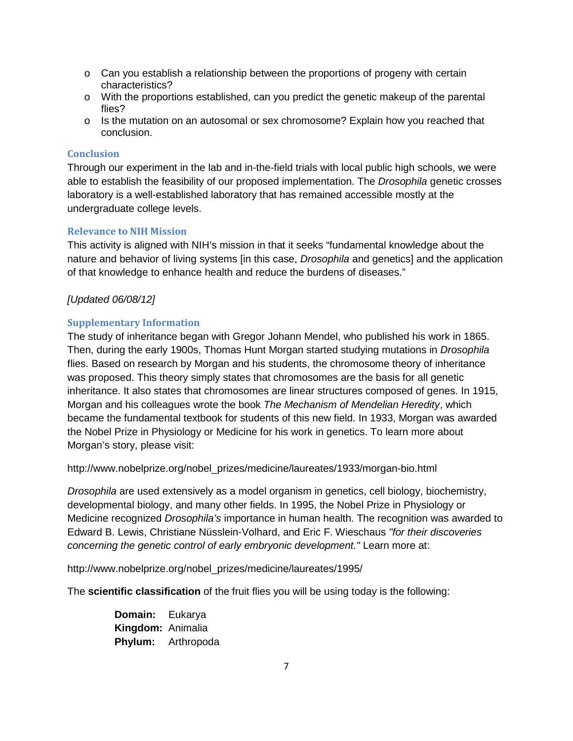- Can you establish a relationship between the proportions of progeny with certain characteristics?
- With the proportions established, can you predict the genetic makeup of the parental flies?
- Is the mutation on an autosomal or sex chromosome? Explain how you reached that conclusion.

### Conclusion

Through our experiment in the lab and in-the-field trials with local public high schools, we were able to establish the feasibility of our proposed implementation. The *Drosophila* genetic crosses laboratory is a well-established laboratory that has remained accessible mostly at the undergraduate college levels.

### Relevance to NIH Mission

This activity is aligned with NIH's mission in that it seeks "fundamental knowledge about the nature and behavior of living systems [in this case, *Drosophila* and genetics] and the application of that knowledge to enhance health and reduce the burdens of diseases."

*[Updated 06/08/12]*

### Supplementary Information

The study of inheritance began with Gregor Johann Mendel, who published his work in 1865. Then, during the early 1900s, Thomas Hunt Morgan started studying mutations in *Drosophila* flies. Based on research by Morgan and his students, the chromosome theory of inheritance was proposed. This theory simply states that chromosomes are the basis for all genetic inheritance. It also states that chromosomes are linear structures composed of genes. In 1915, Morgan and his colleagues wrote the book *The Mechanism of Mendelian Heredity*, which became the fundamental textbook for students of this new field. In 1933, Morgan was awarded the Nobel Prize in Physiology or Medicine for his work in genetics. To learn more about Morgan's story, please visit:

http://www.nobelprize.org/nobel_prizes/medicine/laureates/1933/morgan-bio.html

*Drosophila* are used extensively as a model organism in genetics, cell biology, biochemistry, developmental biology, and many other fields. In 1995, the Nobel Prize in Physiology or Medicine recognized *Drosophila's* importance in human health. The recognition was awarded to Edward B. Lewis, Christiane Nüsslein-Volhard, and Eric F. Wieschaus *"for their discoveries concerning the genetic control of early embryonic development."* Learn more at:

http://www.nobelprize.org/nobel_prizes/medicine/laureates/1995/

The **scientific classification** of the fruit flies you will be using today is the following:

**Domain:** Eukarya
**Kingdom:** Animalia
**Phylum:** Arthropoda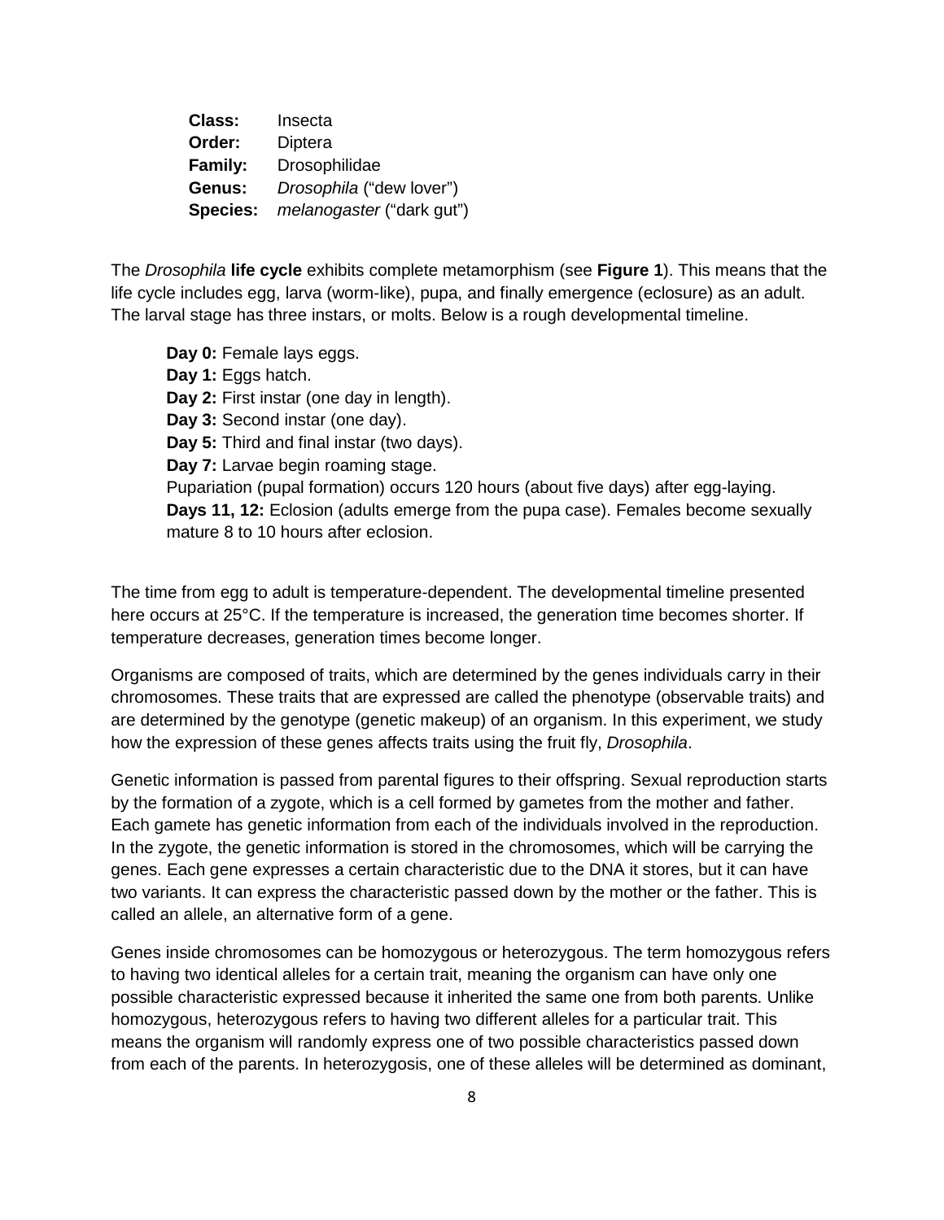**Class:** Insecta
**Order:** Diptera
**Family:** Drosophilidae
**Genus:** *Drosophila* ("dew lover")
**Species:** *melanogaster* ("dark gut")

The *Drosophila* **life cycle** exhibits complete metamorphism (see **Figure 1**). This means that the life cycle includes egg, larva (worm-like), pupa, and finally emergence (eclosure) as an adult. The larval stage has three instars, or molts. Below is a rough developmental timeline.

**Day 0:** Female lays eggs.
**Day 1:** Eggs hatch.
**Day 2:** First instar (one day in length).
**Day 3:** Second instar (one day).
**Day 5:** Third and final instar (two days).
**Day 7:** Larvae begin roaming stage.
Pupariation (pupal formation) occurs 120 hours (about five days) after egg-laying.
**Days 11, 12:** Eclosion (adults emerge from the pupa case). Females become sexually mature 8 to 10 hours after eclosion.

The time from egg to adult is temperature-dependent. The developmental timeline presented here occurs at 25°C. If the temperature is increased, the generation time becomes shorter. If temperature decreases, generation times become longer.

Organisms are composed of traits, which are determined by the genes individuals carry in their chromosomes. These traits that are expressed are called the phenotype (observable traits) and are determined by the genotype (genetic makeup) of an organism. In this experiment, we study how the expression of these genes affects traits using the fruit fly, *Drosophila*.

Genetic information is passed from parental figures to their offspring. Sexual reproduction starts by the formation of a zygote, which is a cell formed by gametes from the mother and father. Each gamete has genetic information from each of the individuals involved in the reproduction. In the zygote, the genetic information is stored in the chromosomes, which will be carrying the genes. Each gene expresses a certain characteristic due to the DNA it stores, but it can have two variants. It can express the characteristic passed down by the mother or the father. This is called an allele, an alternative form of a gene.

Genes inside chromosomes can be homozygous or heterozygous. The term homozygous refers to having two identical alleles for a certain trait, meaning the organism can have only one possible characteristic expressed because it inherited the same one from both parents. Unlike homozygous, heterozygous refers to having two different alleles for a particular trait. This means the organism will randomly express one of two possible characteristics passed down from each of the parents. In heterozygosis, one of these alleles will be determined as dominant,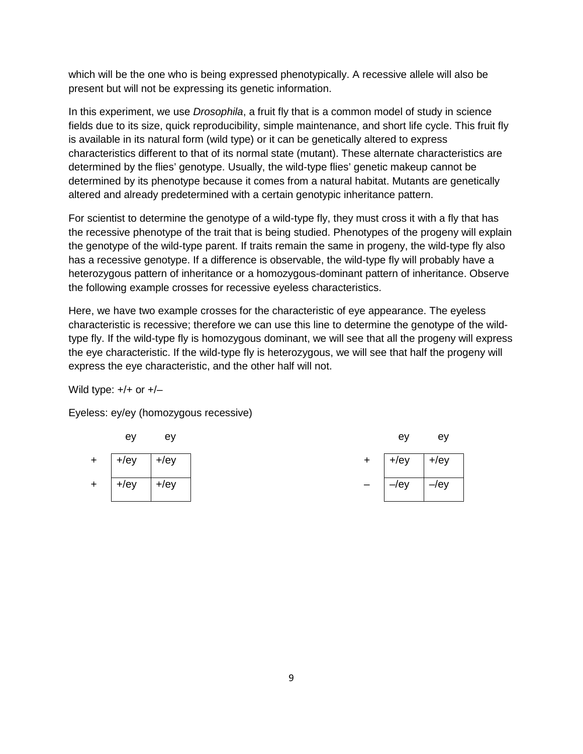which will be the one who is being expressed phenotypically. A recessive allele will also be present but will not be expressing its genetic information.

In this experiment, we use *Drosophila*, a fruit fly that is a common model of study in science fields due to its size, quick reproducibility, simple maintenance, and short life cycle. This fruit fly is available in its natural form (wild type) or it can be genetically altered to express characteristics different to that of its normal state (mutant). These alternate characteristics are determined by the flies' genotype. Usually, the wild-type flies' genetic makeup cannot be determined by its phenotype because it comes from a natural habitat. Mutants are genetically altered and already predetermined with a certain genotypic inheritance pattern.

For scientist to determine the genotype of a wild-type fly, they must cross it with a fly that has the recessive phenotype of the trait that is being studied. Phenotypes of the progeny will explain the genotype of the wild-type parent. If traits remain the same in progeny, the wild-type fly also has a recessive genotype. If a difference is observable, the wild-type fly will probably have a heterozygous pattern of inheritance or a homozygous-dominant pattern of inheritance. Observe the following example crosses for recessive eyeless characteristics.

Here, we have two example crosses for the characteristic of eye appearance. The eyeless characteristic is recessive; therefore we can use this line to determine the genotype of the wild-type fly. If the wild-type fly is homozygous dominant, we will see that all the progeny will express the eye characteristic. If the wild-type fly is heterozygous, we will see that half the progeny will express the eye characteristic, and the other half will not.

Wild type: +/+ or +/–

Eyeless: ey/ey (homozygous recessive)

| | ey | ey |
|---|---|---|
| + | +/ey | +/ey |
| + | +/ey | +/ey |

| | ey | ey |
|---|---|---|
| + | +/ey | +/ey |
| – | –/ey | –/ey |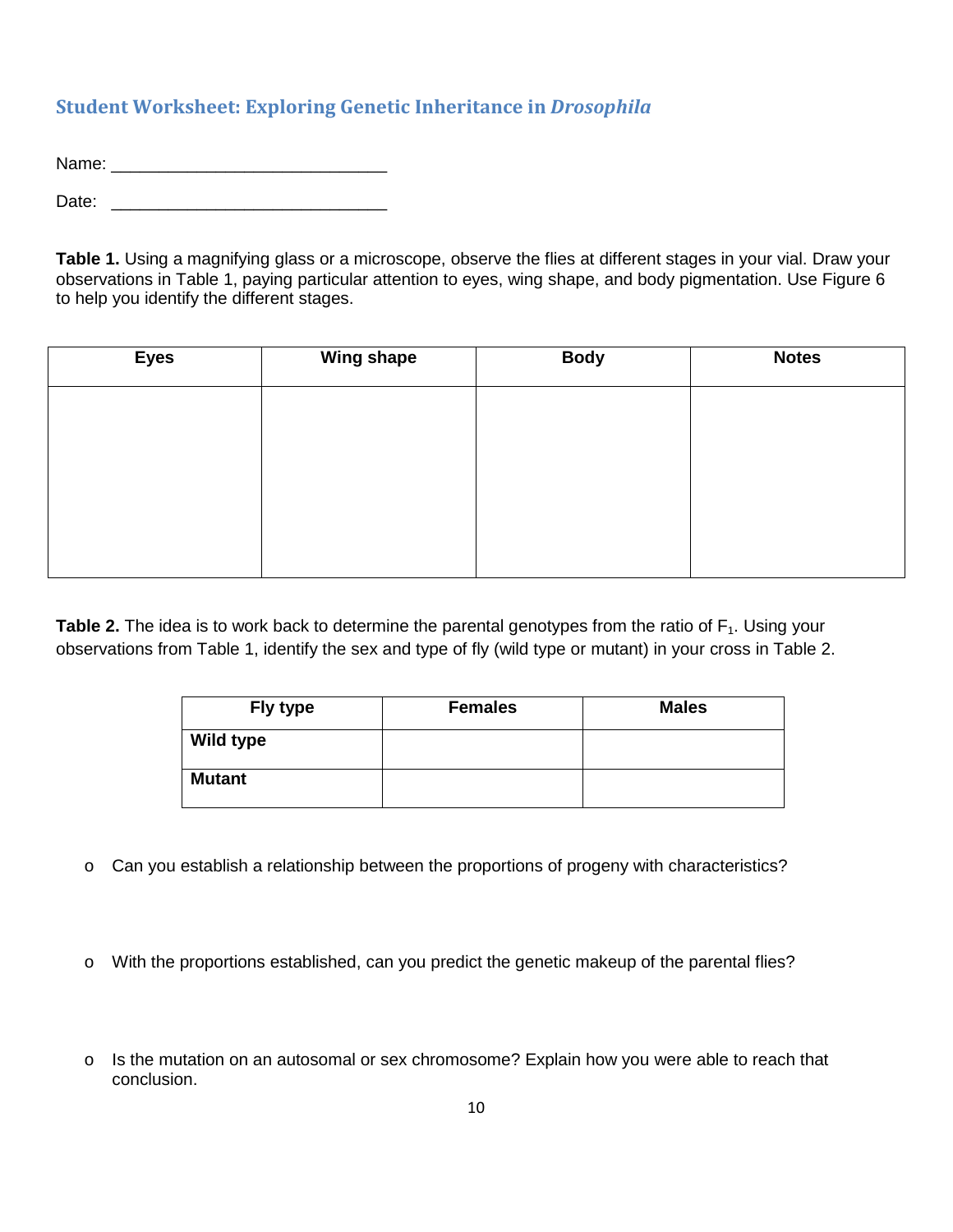## Student Worksheet: Exploring Genetic Inheritance in *Drosophila*

Name: ______________________________

Date: ______________________________

**Table 1.** Using a magnifying glass or a microscope, observe the flies at different stages in your vial. Draw your observations in Table 1, paying particular attention to eyes, wing shape, and body pigmentation. Use Figure 6 to help you identify the different stages.

| Eyes | Wing shape | Body | Notes |
|---|---|---|---|
| | | | |

**Table 2.** The idea is to work back to determine the parental genotypes from the ratio of $F_1$. Using your observations from Table 1, identify the sex and type of fly (wild type or mutant) in your cross in Table 2.

| Fly type | Females | Males |
|---|---|---|
| **Wild type** | | |
| **Mutant** | | |

- Can you establish a relationship between the proportions of progeny with characteristics?
- With the proportions established, can you predict the genetic makeup of the parental flies?
- Is the mutation on an autosomal or sex chromosome? Explain how you were able to reach that conclusion.